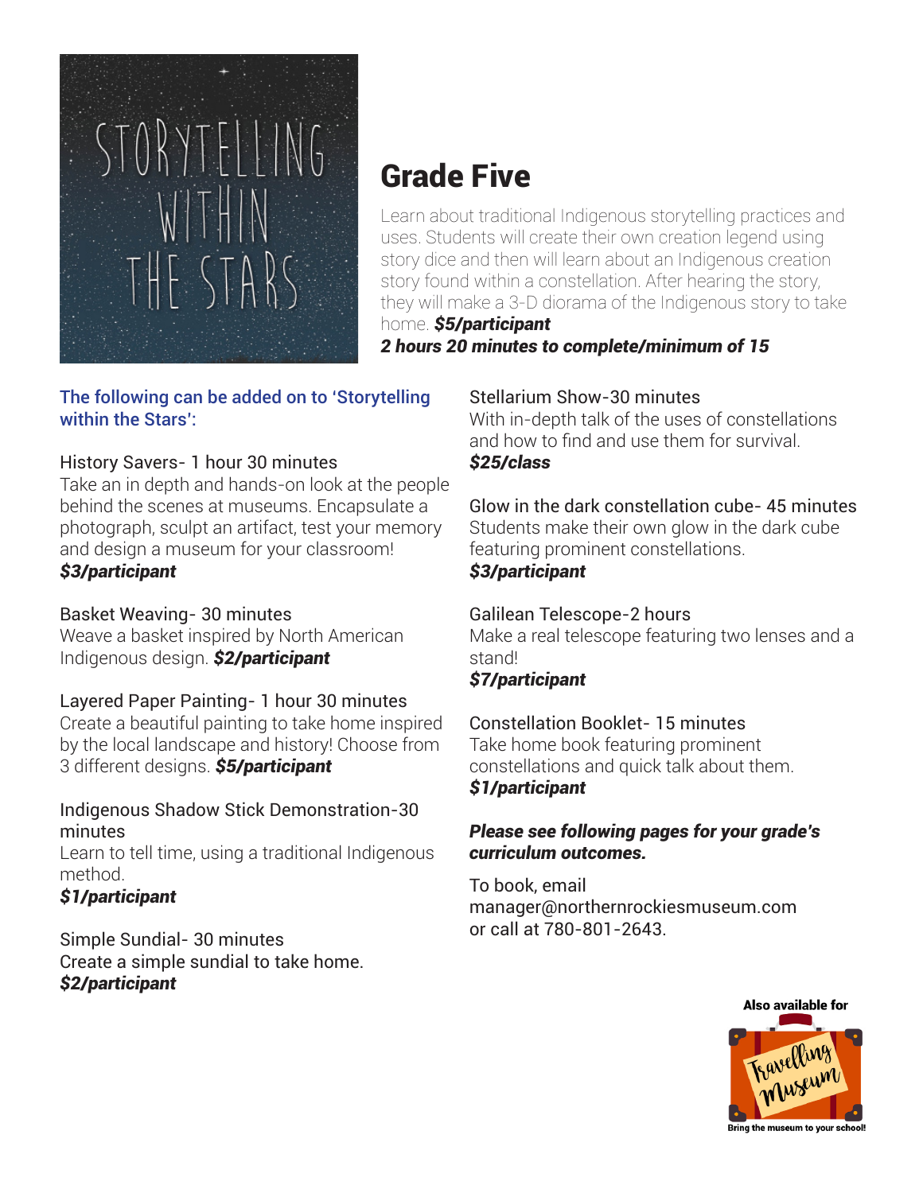# Storytelling Within the Stars

## Grade Five

Learn about traditional Indigenous storytelling practices and uses. Students will create their own creation legend using story dice and then will learn about an Indigenous creation story found within a constellation. After hearing the story, they will make a 3-D diorama of the Indigenous story to take home. ***$5/participant***
***2 hours 20 minutes to complete/minimum of 15***

**The following can be added on to 'Storytelling within the Stars':**

History Savers- 1 hour 30 minutes
Take an in depth and hands-on look at the people behind the scenes at museums. Encapsulate a photograph, sculpt an artifact, test your memory and design a museum for your classroom!
***$3/participant***

Basket Weaving- 30 minutes
Weave a basket inspired by North American Indigenous design. ***$2/participant***

Layered Paper Painting- 1 hour 30 minutes
Create a beautiful painting to take home inspired by the local landscape and history! Choose from 3 different designs. ***$5/participant***

Indigenous Shadow Stick Demonstration-30 minutes
Learn to tell time, using a traditional Indigenous method.
***$1/participant***

Simple Sundial- 30 minutes
Create a simple sundial to take home.
***$2/participant***

Stellarium Show-30 minutes
With in-depth talk of the uses of constellations and how to find and use them for survival.
***$25/class***

Glow in the dark constellation cube- 45 minutes
Students make their own glow in the dark cube featuring prominent constellations.
***$3/participant***

Galilean Telescope-2 hours
Make a real telescope featuring two lenses and a stand!
***$7/participant***

Constellation Booklet- 15 minutes
Take home book featuring prominent constellations and quick talk about them.
***$1/participant***

***Please see following pages for your grade's curriculum outcomes.***

To book, email manager@northernrockiesmuseum.com or call at 780-801-2643.

Also available for Travelling Museum
Bring the museum to your school!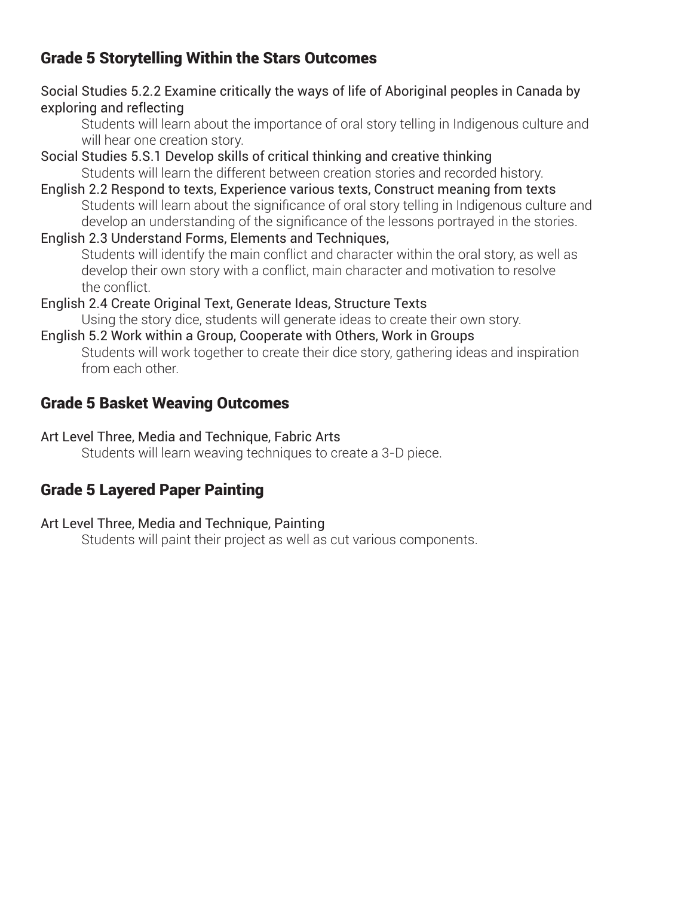## Grade 5 Storytelling Within the Stars Outcomes

Social Studies 5.2.2 Examine critically the ways of life of Aboriginal peoples in Canada by exploring and reflecting

> Students will learn about the importance of oral story telling in Indigenous culture and will hear one creation story.

Social Studies 5.S.1 Develop skills of critical thinking and creative thinking

> Students will learn the different between creation stories and recorded history.

English 2.2 Respond to texts, Experience various texts, Construct meaning from texts

> Students will learn about the significance of oral story telling in Indigenous culture and develop an understanding of the significance of the lessons portrayed in the stories.

English 2.3 Understand Forms, Elements and Techniques,

> Students will identify the main conflict and character within the oral story, as well as develop their own story with a conflict, main character and motivation to resolve the conflict.

English 2.4 Create Original Text, Generate Ideas, Structure Texts

> Using the story dice, students will generate ideas to create their own story.

English 5.2 Work within a Group, Cooperate with Others, Work in Groups

> Students will work together to create their dice story, gathering ideas and inspiration from each other.

## Grade 5 Basket Weaving Outcomes

Art Level Three, Media and Technique, Fabric Arts

> Students will learn weaving techniques to create a 3-D piece.

## Grade 5 Layered Paper Painting

Art Level Three, Media and Technique, Painting

> Students will paint their project as well as cut various components.